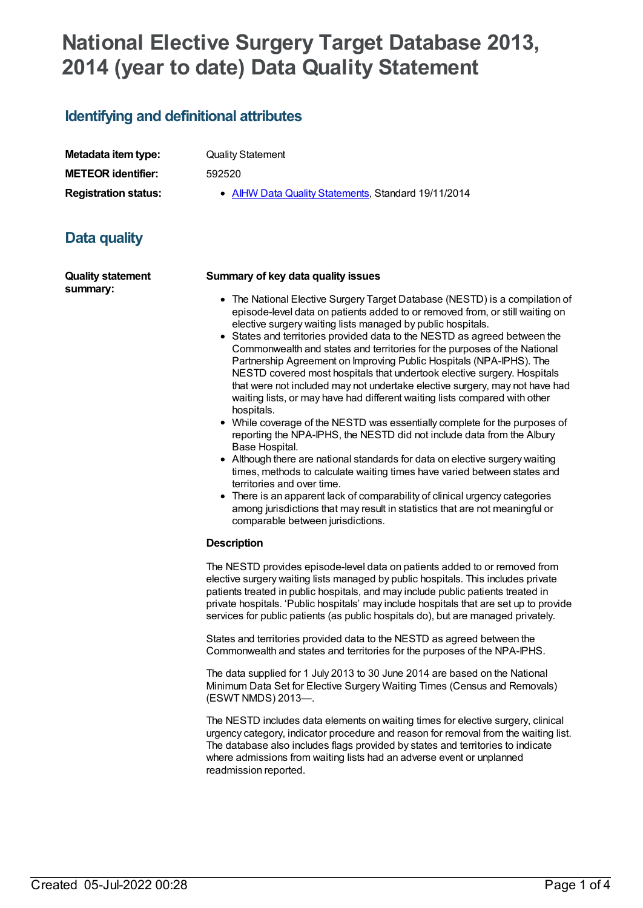# National Elective Surgery Target Database 2013, 2014 (year to date) Data Quality Statement

## Identifying and definitional attributes

| | |
|---|---|
| **Metadata item type:** | Quality Statement |
| **METEOR identifier:** | 592520 |
| **Registration status:** | • AIHW Data Quality Statements, Standard 19/11/2014 |

## Data quality

**Quality statement summary:**

**Summary of key data quality issues**

- The National Elective Surgery Target Database (NESTD) is a compilation of episode-level data on patients added to or removed from, or still waiting on elective surgery waiting lists managed by public hospitals.
- States and territories provided data to the NESTD as agreed between the Commonwealth and states and territories for the purposes of the National Partnership Agreement on Improving Public Hospitals (NPA-IPHS). The NESTD covered most hospitals that undertook elective surgery. Hospitals that were not included may not undertake elective surgery, may not have had waiting lists, or may have had different waiting lists compared with other hospitals.
- While coverage of the NESTD was essentially complete for the purposes of reporting the NPA-IPHS, the NESTD did not include data from the Albury Base Hospital.
- Although there are national standards for data on elective surgery waiting times, methods to calculate waiting times have varied between states and territories and over time.
- There is an apparent lack of comparability of clinical urgency categories among jurisdictions that may result in statistics that are not meaningful or comparable between jurisdictions.

**Description**

The NESTD provides episode-level data on patients added to or removed from elective surgery waiting lists managed by public hospitals. This includes private patients treated in public hospitals, and may include public patients treated in private hospitals. 'Public hospitals' may include hospitals that are set up to provide services for public patients (as public hospitals do), but are managed privately.

States and territories provided data to the NESTD as agreed between the Commonwealth and states and territories for the purposes of the NPA-IPHS.

The data supplied for 1 July 2013 to 30 June 2014 are based on the National Minimum Data Set for Elective Surgery Waiting Times (Census and Removals) (ESWT NMDS) 2013—.

The NESTD includes data elements on waiting times for elective surgery, clinical urgency category, indicator procedure and reason for removal from the waiting list. The database also includes flags provided by states and territories to indicate where admissions from waiting lists had an adverse event or unplanned readmission reported.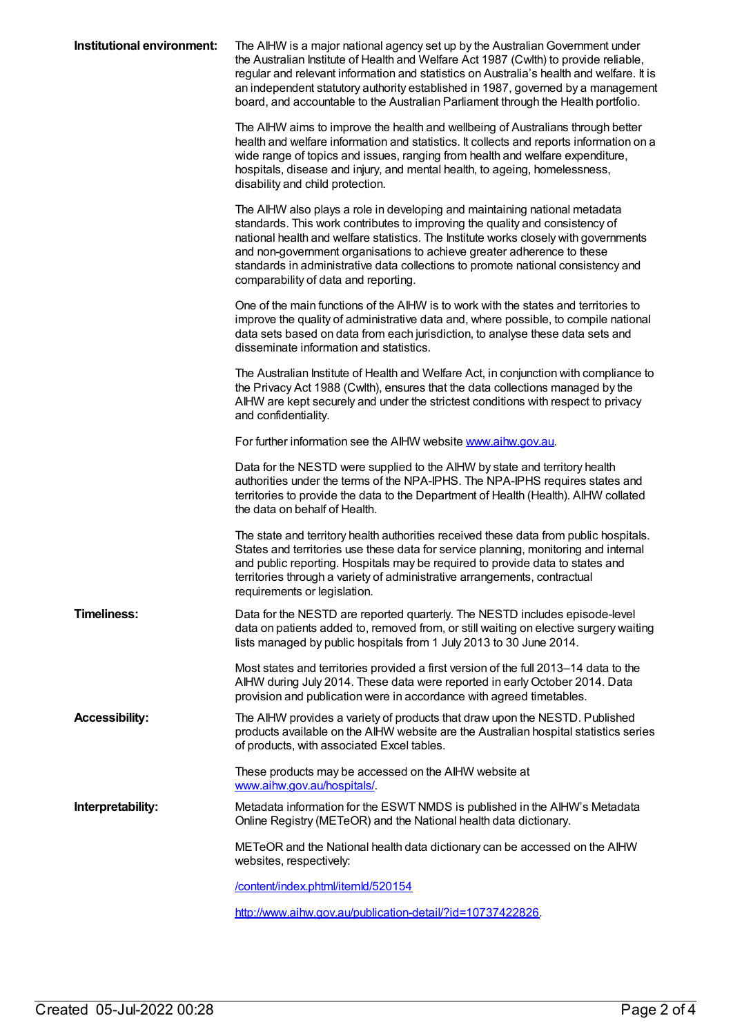**Institutional environment:**

The AIHW is a major national agency set up by the Australian Government under the Australian Institute of Health and Welfare Act 1987 (Cwlth) to provide reliable, regular and relevant information and statistics on Australia's health and welfare. It is an independent statutory authority established in 1987, governed by a management board, and accountable to the Australian Parliament through the Health portfolio.

The AIHW aims to improve the health and wellbeing of Australians through better health and welfare information and statistics. It collects and reports information on a wide range of topics and issues, ranging from health and welfare expenditure, hospitals, disease and injury, and mental health, to ageing, homelessness, disability and child protection.

The AIHW also plays a role in developing and maintaining national metadata standards. This work contributes to improving the quality and consistency of national health and welfare statistics. The Institute works closely with governments and non-government organisations to achieve greater adherence to these standards in administrative data collections to promote national consistency and comparability of data and reporting.

One of the main functions of the AIHW is to work with the states and territories to improve the quality of administrative data and, where possible, to compile national data sets based on data from each jurisdiction, to analyse these data sets and disseminate information and statistics.

The Australian Institute of Health and Welfare Act, in conjunction with compliance to the Privacy Act 1988 (Cwlth), ensures that the data collections managed by the AIHW are kept securely and under the strictest conditions with respect to privacy and confidentiality.

For further information see the AIHW website [www.aihw.gov.au](www.aihw.gov.au).

Data for the NESTD were supplied to the AIHW by state and territory health authorities under the terms of the NPA-IPHS. The NPA-IPHS requires states and territories to provide the data to the Department of Health (Health). AIHW collated the data on behalf of Health.

The state and territory health authorities received these data from public hospitals. States and territories use these data for service planning, monitoring and internal and public reporting. Hospitals may be required to provide data to states and territories through a variety of administrative arrangements, contractual requirements or legislation.

**Timeliness:**

Data for the NESTD are reported quarterly. The NESTD includes episode-level data on patients added to, removed from, or still waiting on elective surgery waiting lists managed by public hospitals from 1 July 2013 to 30 June 2014.

Most states and territories provided a first version of the full 2013–14 data to the AIHW during July 2014. These data were reported in early October 2014. Data provision and publication were in accordance with agreed timetables.

**Accessibility:**

The AIHW provides a variety of products that draw upon the NESTD. Published products available on the AIHW website are the Australian hospital statistics series of products, with associated Excel tables.

These products may be accessed on the AIHW website at [www.aihw.gov.au/hospitals/](www.aihw.gov.au/hospitals/).

**Interpretability:**

Metadata information for the ESWT NMDS is published in the AIHW's Metadata Online Registry (METeOR) and the National health data dictionary.

METeOR and the National health data dictionary can be accessed on the AIHW websites, respectively:

[/content/index.phtml/itemId/520154](/content/index.phtml/itemId/520154)

[http://www.aihw.gov.au/publication-detail/?id=10737422826](http://www.aihw.gov.au/publication-detail/?id=10737422826).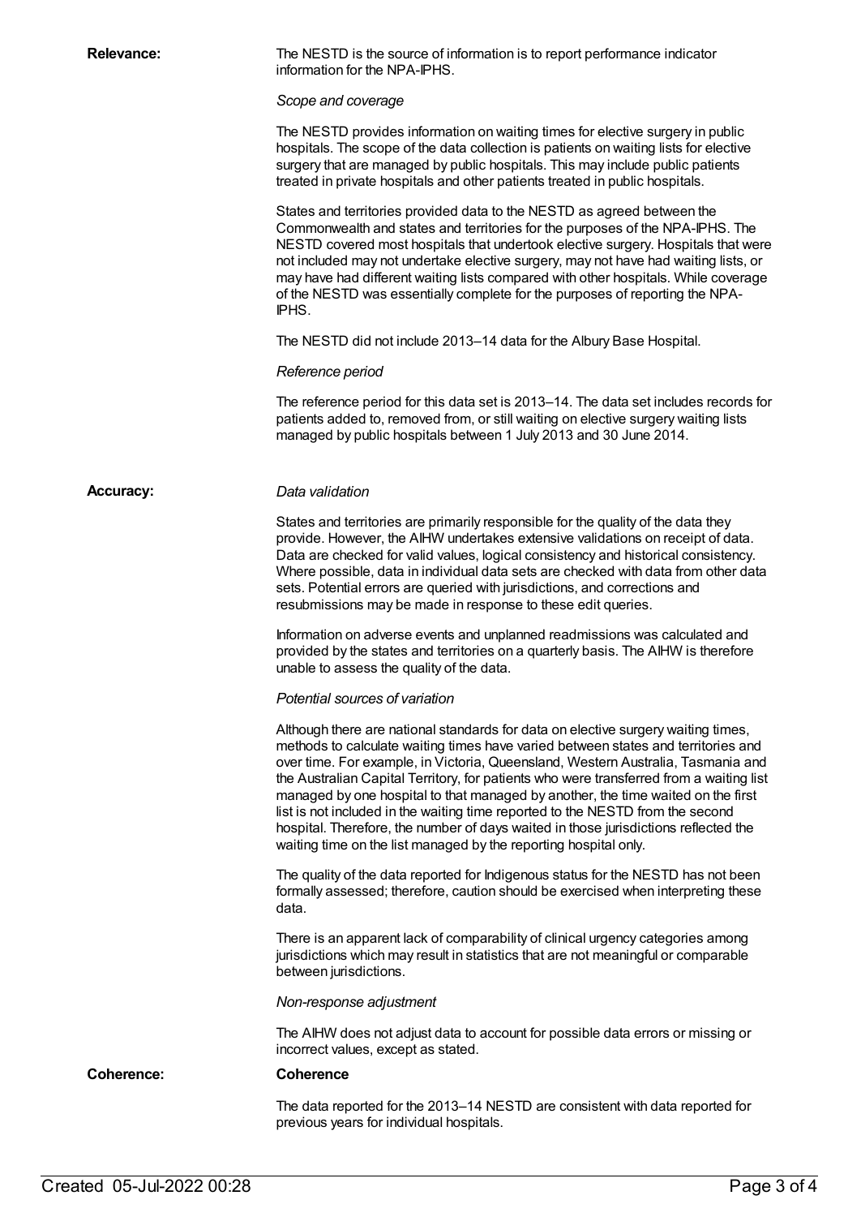**Relevance:**

The NESTD is the source of information is to report performance indicator information for the NPA-IPHS.

*Scope and coverage*

The NESTD provides information on waiting times for elective surgery in public hospitals. The scope of the data collection is patients on waiting lists for elective surgery that are managed by public hospitals. This may include public patients treated in private hospitals and other patients treated in public hospitals.

States and territories provided data to the NESTD as agreed between the Commonwealth and states and territories for the purposes of the NPA-IPHS. The NESTD covered most hospitals that undertook elective surgery. Hospitals that were not included may not undertake elective surgery, may not have had waiting lists, or may have had different waiting lists compared with other hospitals. While coverage of the NESTD was essentially complete for the purposes of reporting the NPA-IPHS.

The NESTD did not include 2013–14 data for the Albury Base Hospital.

*Reference period*

The reference period for this data set is 2013–14. The data set includes records for patients added to, removed from, or still waiting on elective surgery waiting lists managed by public hospitals between 1 July 2013 and 30 June 2014.

**Accuracy:**

*Data validation*

States and territories are primarily responsible for the quality of the data they provide. However, the AIHW undertakes extensive validations on receipt of data. Data are checked for valid values, logical consistency and historical consistency. Where possible, data in individual data sets are checked with data from other data sets. Potential errors are queried with jurisdictions, and corrections and resubmissions may be made in response to these edit queries.

Information on adverse events and unplanned readmissions was calculated and provided by the states and territories on a quarterly basis. The AIHW is therefore unable to assess the quality of the data.

*Potential sources of variation*

Although there are national standards for data on elective surgery waiting times, methods to calculate waiting times have varied between states and territories and over time. For example, in Victoria, Queensland, Western Australia, Tasmania and the Australian Capital Territory, for patients who were transferred from a waiting list managed by one hospital to that managed by another, the time waited on the first list is not included in the waiting time reported to the NESTD from the second hospital. Therefore, the number of days waited in those jurisdictions reflected the waiting time on the list managed by the reporting hospital only.

The quality of the data reported for Indigenous status for the NESTD has not been formally assessed; therefore, caution should be exercised when interpreting these data.

There is an apparent lack of comparability of clinical urgency categories among jurisdictions which may result in statistics that are not meaningful or comparable between jurisdictions.

*Non-response adjustment*

The AIHW does not adjust data to account for possible data errors or missing or incorrect values, except as stated.

**Coherence:**

**Coherence**

The data reported for the 2013–14 NESTD are consistent with data reported for previous years for individual hospitals.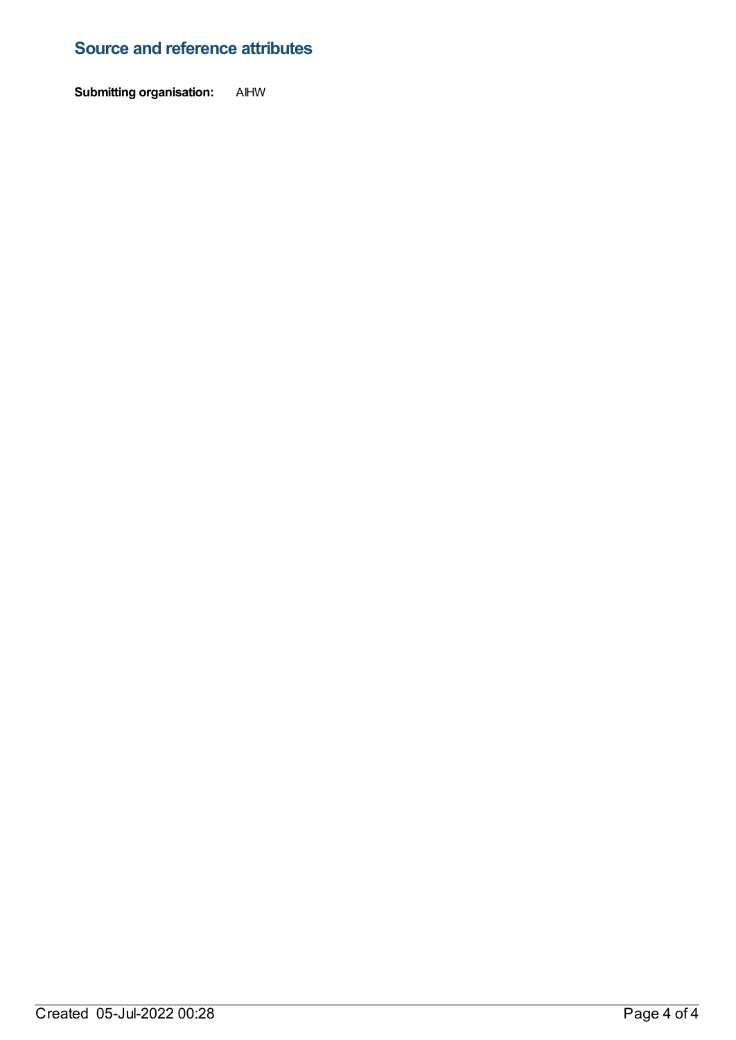## Source and reference attributes

**Submitting organisation:** AIHW